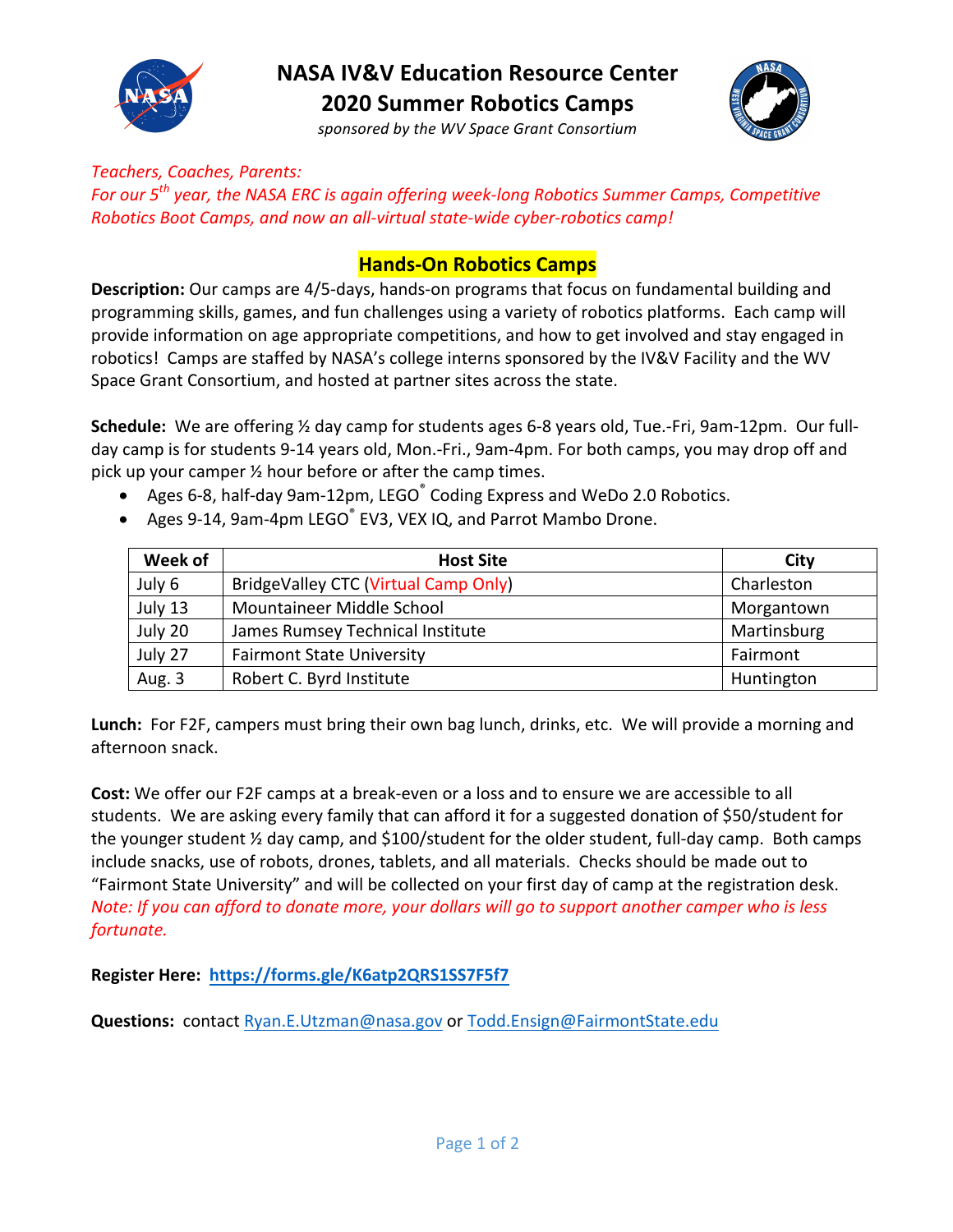# NASA IV&V Education Resource Center
# 2020 Summer Robotics Camps

*sponsored by the WV Space Grant Consortium*

*Teachers, Coaches, Parents:*
*For our 5th year, the NASA ERC is again offering week-long Robotics Summer Camps, Competitive Robotics Boot Camps, and now an all-virtual state-wide cyber-robotics camp!*

## Hands-On Robotics Camps

**Description:** Our camps are 4/5-days, hands-on programs that focus on fundamental building and programming skills, games, and fun challenges using a variety of robotics platforms. Each camp will provide information on age appropriate competitions, and how to get involved and stay engaged in robotics! Camps are staffed by NASA's college interns sponsored by the IV&V Facility and the WV Space Grant Consortium, and hosted at partner sites across the state.

**Schedule:** We are offering ½ day camp for students ages 6-8 years old, Tue.-Fri, 9am-12pm. Our full-day camp is for students 9-14 years old, Mon.-Fri., 9am-4pm. For both camps, you may drop off and pick up your camper ½ hour before or after the camp times.

- Ages 6-8, half-day 9am-12pm, LEGO® Coding Express and WeDo 2.0 Robotics.
- Ages 9-14, 9am-4pm LEGO® EV3, VEX IQ, and Parrot Mambo Drone.

| Week of | Host Site | City |
|---|---|---|
| July 6 | BridgeValley CTC (Virtual Camp Only) | Charleston |
| July 13 | Mountaineer Middle School | Morgantown |
| July 20 | James Rumsey Technical Institute | Martinsburg |
| July 27 | Fairmont State University | Fairmont |
| Aug. 3 | Robert C. Byrd Institute | Huntington |

**Lunch:** For F2F, campers must bring their own bag lunch, drinks, etc. We will provide a morning and afternoon snack.

**Cost:** We offer our F2F camps at a break-even or a loss and to ensure we are accessible to all students. We are asking every family that can afford it for a suggested donation of $50/student for the younger student ½ day camp, and $100/student for the older student, full-day camp. Both camps include snacks, use of robots, drones, tablets, and all materials. Checks should be made out to "Fairmont State University" and will be collected on your first day of camp at the registration desk. *Note: If you can afford to donate more, your dollars will go to support another camper who is less fortunate.*

**Register Here:** [https://forms.gle/K6atp2QRS1SS7F5f7](https://forms.gle/K6atp2QRS1SS7F5f7)

**Questions:** contact Ryan.E.Utzman@nasa.gov or Todd.Ensign@FairmontState.edu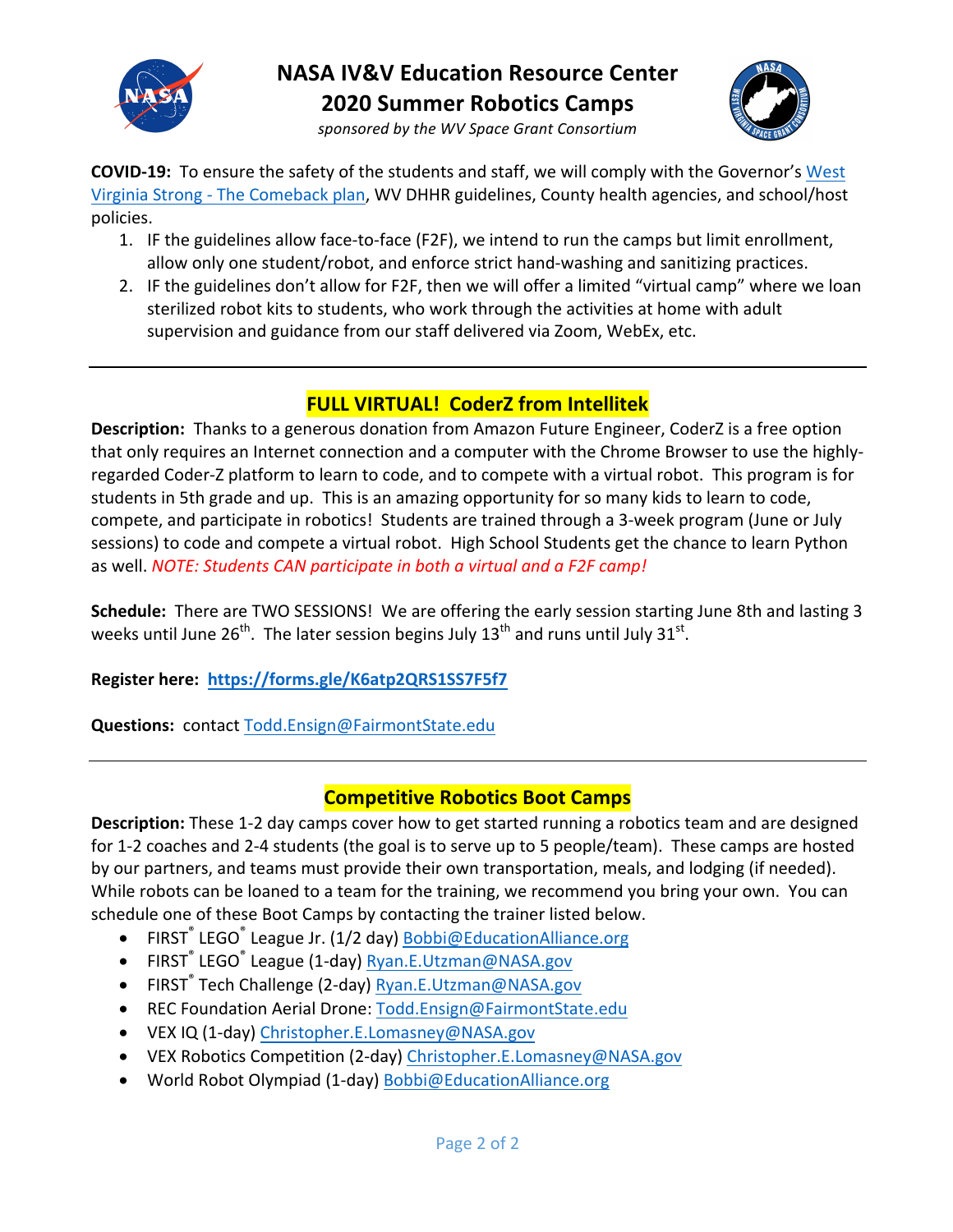# NASA IV&V Education Resource Center

## 2020 Summer Robotics Camps

*sponsored by the WV Space Grant Consortium*

**COVID-19:** To ensure the safety of the students and staff, we will comply with the Governor's West Virginia Strong - The Comeback plan, WV DHHR guidelines, County health agencies, and school/host policies.

1. IF the guidelines allow face-to-face (F2F), we intend to run the camps but limit enrollment, allow only one student/robot, and enforce strict hand-washing and sanitizing practices.
2. IF the guidelines don't allow for F2F, then we will offer a limited "virtual camp" where we loan sterilized robot kits to students, who work through the activities at home with adult supervision and guidance from our staff delivered via Zoom, WebEx, etc.

---

## FULL VIRTUAL! CoderZ from Intellitek

**Description:** Thanks to a generous donation from Amazon Future Engineer, CoderZ is a free option that only requires an Internet connection and a computer with the Chrome Browser to use the highly-regarded Coder-Z platform to learn to code, and to compete with a virtual robot. This program is for students in 5th grade and up. This is an amazing opportunity for so many kids to learn to code, compete, and participate in robotics! Students are trained through a 3-week program (June or July sessions) to code and compete a virtual robot. High School Students get the chance to learn Python as well. *NOTE: Students CAN participate in both a virtual and a F2F camp!*

**Schedule:** There are TWO SESSIONS! We are offering the early session starting June 8th and lasting 3 weeks until June 26th. The later session begins July 13th and runs until July 31st.

**Register here:** **https://forms.gle/K6atp2QRS1SS7F5f7**

**Questions:** contact Todd.Ensign@FairmontState.edu

---

## Competitive Robotics Boot Camps

**Description:** These 1-2 day camps cover how to get started running a robotics team and are designed for 1-2 coaches and 2-4 students (the goal is to serve up to 5 people/team). These camps are hosted by our partners, and teams must provide their own transportation, meals, and lodging (if needed). While robots can be loaned to a team for the training, we recommend you bring your own. You can schedule one of these Boot Camps by contacting the trainer listed below.

- FIRST® LEGO® League Jr. (1/2 day) Bobbi@EducationAlliance.org
- FIRST® LEGO® League (1-day) Ryan.E.Utzman@NASA.gov
- FIRST® Tech Challenge (2-day) Ryan.E.Utzman@NASA.gov
- REC Foundation Aerial Drone: Todd.Ensign@FairmontState.edu
- VEX IQ (1-day) Christopher.E.Lomasney@NASA.gov
- VEX Robotics Competition (2-day) Christopher.E.Lomasney@NASA.gov
- World Robot Olympiad (1-day) Bobbi@EducationAlliance.org